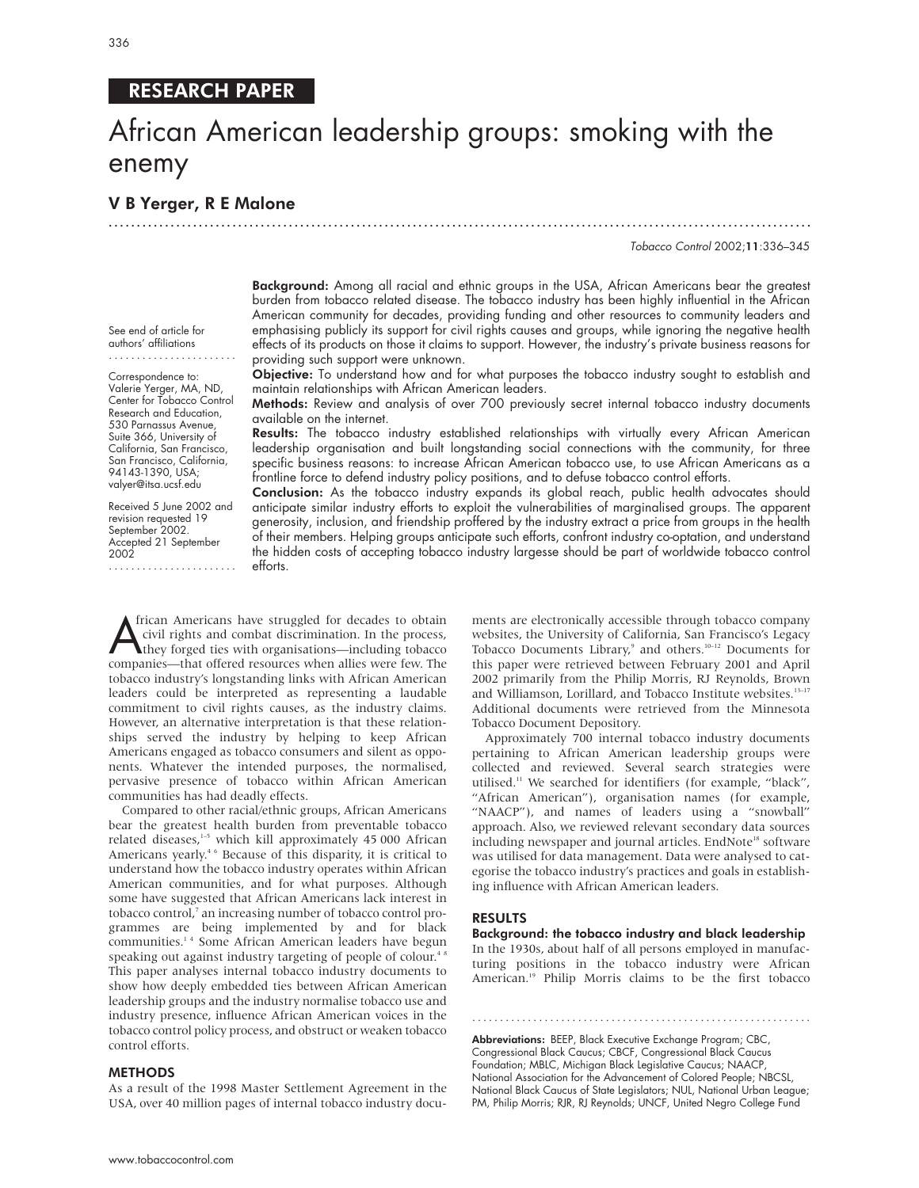RESEARCH PAPER

# African American leadership groups: smoking with the enemy

**V B Yerger, R E Malone**

See end of article for authors' affiliations

Correspondence to: Valerie Yerger, MA, ND, Center for Tobacco Control Research and Education, 530 Parnassus Avenue, Suite 366, University of California, San Francisco, San Francisco, California, 94143-1390, USA; valyer@itsa.ucsf.edu

Received 5 June 2002 and revision requested 19 September 2002. Accepted 21 September 2002

**Background:** Among all racial and ethnic groups in the USA, African Americans bear the greatest burden from tobacco related disease. The tobacco industry has been highly influential in the African American community for decades, providing funding and other resources to community leaders and emphasising publicly its support for civil rights causes and groups, while ignoring the negative health effects of its products on those it claims to support. However, the industry's private business reasons for providing such support were unknown.

**Objective:** To understand how and for what purposes the tobacco industry sought to establish and maintain relationships with African American leaders.

**Methods:** Review and analysis of over 700 previously secret internal tobacco industry documents available on the internet.

**Results:** The tobacco industry established relationships with virtually every African American leadership organisation and built longstanding social connections with the community, for three specific business reasons: to increase African American tobacco use, to use African Americans as a frontline force to defend industry policy positions, and to defuse tobacco control efforts.

**Conclusion:** As the tobacco industry expands its global reach, public health advocates should anticipate similar industry efforts to exploit the vulnerabilities of marginalised groups. The apparent generosity, inclusion, and friendship proffered by the industry extract a price from groups in the health of their members. Helping groups anticipate such efforts, confront industry co-optation, and understand the hidden costs of accepting tobacco industry largesse should be part of worldwide tobacco control efforts.

African Americans have struggled for decades to obtain civil rights and combat discrimination. In the process, they forged ties with organisations—including tobacco companies—that offered resources when allies were few. The tobacco industry's longstanding links with African American leaders could be interpreted as representing a laudable commitment to civil rights causes, as the industry claims. However, an alternative interpretation is that these relationships served the industry by helping to keep African Americans engaged as tobacco consumers and silent as opponents. Whatever the intended purposes, the normalised, pervasive presence of tobacco within African American communities has had deadly effects.

Compared to other racial/ethnic groups, African Americans bear the greatest health burden from preventable tobacco related diseases,[1–5] which kill approximately 45 000 African Americans yearly.[4,6] Because of this disparity, it is critical to understand how the tobacco industry operates within African American communities, and for what purposes. Although some have suggested that African Americans lack interest in tobacco control,[7] an increasing number of tobacco control programmes are being implemented by and for black communities.[1,4] Some African American leaders have begun speaking out against industry targeting of people of colour.[4,8] This paper analyses internal tobacco industry documents to show how deeply embedded ties between African American leadership groups and the industry normalise tobacco use and industry presence, influence African American voices in the tobacco control policy process, and obstruct or weaken tobacco control efforts.

## METHODS

As a result of the 1998 Master Settlement Agreement in the USA, over 40 million pages of internal tobacco industry documents are electronically accessible through tobacco company websites, the University of California, San Francisco's Legacy Tobacco Documents Library,[9] and others.[10–12] Documents for this paper were retrieved between February 2001 and April 2002 primarily from the Philip Morris, RJ Reynolds, Brown and Williamson, Lorillard, and Tobacco Institute websites.[13–17] Additional documents were retrieved from the Minnesota Tobacco Document Depository.

Approximately 700 internal tobacco industry documents pertaining to African American leadership groups were collected and reviewed. Several search strategies were utilised.[11] We searched for identifiers (for example, "black", "African American"), organisation names (for example, "NAACP"), and names of leaders using a "snowball" approach. Also, we reviewed relevant secondary data sources including newspaper and journal articles. EndNote[18] software was utilised for data management. Data were analysed to categorise the tobacco industry's practices and goals in establishing influence with African American leaders.

## RESULTS

### Background: the tobacco industry and black leadership

In the 1930s, about half of all persons employed in manufacturing positions in the tobacco industry were African American.[19] Philip Morris claims to be the first tobacco

**Abbreviations:** BEEP, Black Executive Exchange Program; CBC, Congressional Black Caucus; CBCF, Congressional Black Caucus Foundation; MBLC, Michigan Black Legislative Caucus; NAACP, National Association for the Advancement of Colored People; NBCSL, National Black Caucus of State Legislators; NUL, National Urban League; PM, Philip Morris; RJR, RJ Reynolds; UNCF, United Negro College Fund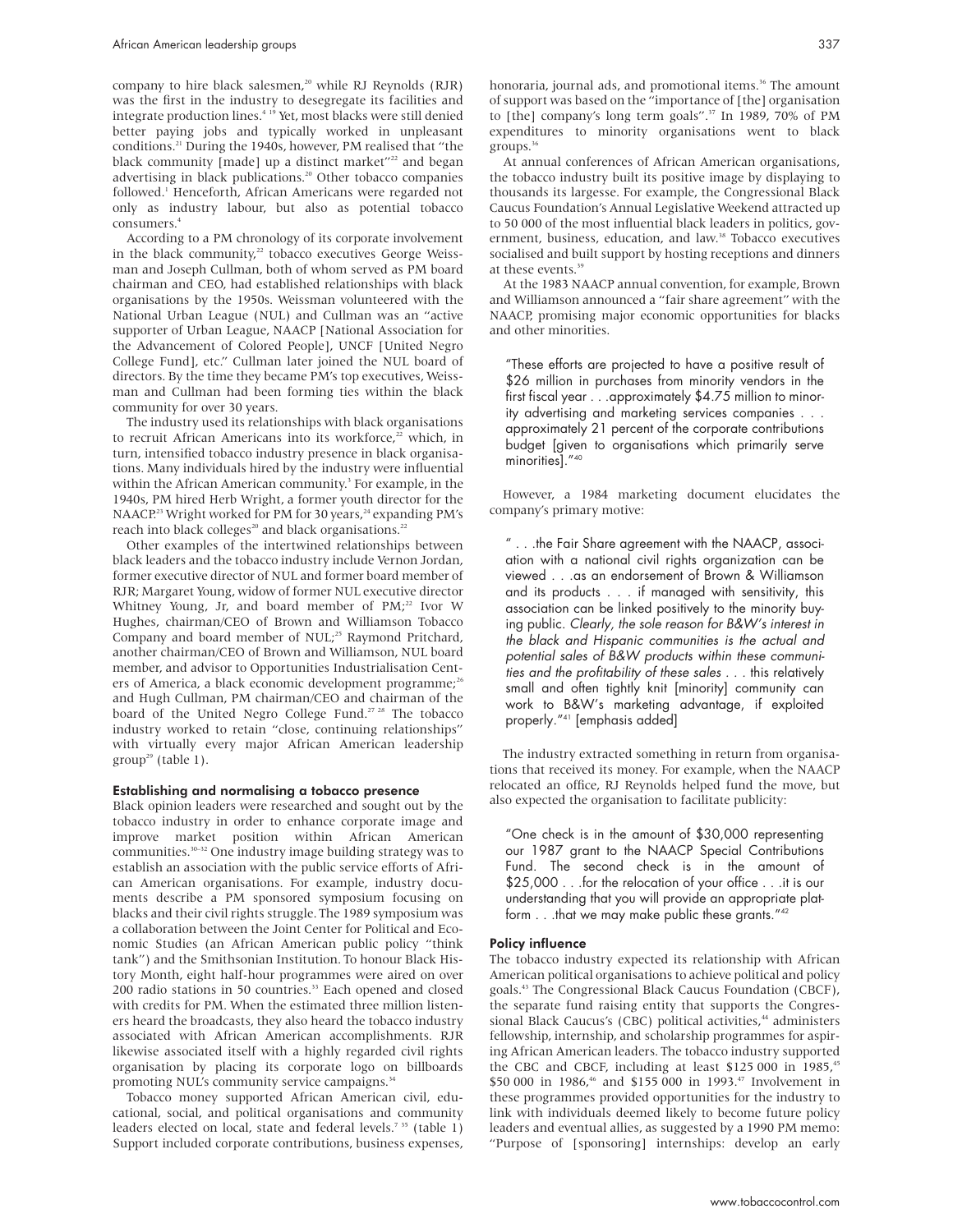company to hire black salesmen,[20] while RJ Reynolds (RJR) was the first in the industry to desegregate its facilities and integrate production lines.[4 19] Yet, most blacks were still denied better paying jobs and typically worked in unpleasant conditions.[21] During the 1940s, however, PM realised that "the black community [made] up a distinct market"[22] and began advertising in black publications.[20] Other tobacco companies followed.[1] Henceforth, African Americans were regarded not only as industry labour, but also as potential tobacco consumers.[4]

According to a PM chronology of its corporate involvement in the black community,[22] tobacco executives George Weissman and Joseph Cullman, both of whom served as PM board chairman and CEO, had established relationships with black organisations by the 1950s. Weissman volunteered with the National Urban League (NUL) and Cullman was an "active supporter of Urban League, NAACP [National Association for the Advancement of Colored People], UNCF [United Negro College Fund], etc." Cullman later joined the NUL board of directors. By the time they became PM's top executives, Weissman and Cullman had been forming ties within the black community for over 30 years.

The industry used its relationships with black organisations to recruit African Americans into its workforce,[22] which, in turn, intensified tobacco industry presence in black organisations. Many individuals hired by the industry were influential within the African American community.[3] For example, in the 1940s, PM hired Herb Wright, a former youth director for the NAACP.[23] Wright worked for PM for 30 years,[24] expanding PM's reach into black colleges[20] and black organisations.[22]

Other examples of the intertwined relationships between black leaders and the tobacco industry include Vernon Jordan, former executive director of NUL and former board member of RJR; Margaret Young, widow of former NUL executive director Whitney Young, Jr, and board member of PM;[22] Ivor W Hughes, chairman/CEO of Brown and Williamson Tobacco Company and board member of NUL;[25] Raymond Pritchard, another chairman/CEO of Brown and Williamson, NUL board member, and advisor to Opportunities Industrialisation Centers of America, a black economic development programme;[26] and Hugh Cullman, PM chairman/CEO and chairman of the board of the United Negro College Fund.[27 28] The tobacco industry worked to retain "close, continuing relationships" with virtually every major African American leadership group[29] (table 1).

### Establishing and normalising a tobacco presence

Black opinion leaders were researched and sought out by the tobacco industry in order to enhance corporate image and improve market position within African American communities.[30–32] One industry image building strategy was to establish an association with the public service efforts of African American organisations. For example, industry documents describe a PM sponsored symposium focusing on blacks and their civil rights struggle. The 1989 symposium was a collaboration between the Joint Center for Political and Economic Studies (an African American public policy "think tank") and the Smithsonian Institution. To honour Black History Month, eight half-hour programmes were aired on over 200 radio stations in 50 countries.[33] Each opened and closed with credits for PM. When the estimated three million listeners heard the broadcasts, they also heard the tobacco industry associated with African American accomplishments. RJR likewise associated itself with a highly regarded civil rights organisation by placing its corporate logo on billboards promoting NUL's community service campaigns.[34]

Tobacco money supported African American civil, educational, social, and political organisations and community leaders elected on local, state and federal levels.[7 35] (table 1) Support included corporate contributions, business expenses, honoraria, journal ads, and promotional items.[36] The amount of support was based on the "importance of [the] organisation to [the] company's long term goals".[37] In 1989, 70% of PM expenditures to minority organisations went to black groups.[36]

At annual conferences of African American organisations, the tobacco industry built its positive image by displaying to thousands its largesse. For example, the Congressional Black Caucus Foundation's Annual Legislative Weekend attracted up to 50 000 of the most influential black leaders in politics, government, business, education, and law.[38] Tobacco executives socialised and built support by hosting receptions and dinners at these events.[39]

At the 1983 NAACP annual convention, for example, Brown and Williamson announced a "fair share agreement" with the NAACP, promising major economic opportunities for blacks and other minorities.

> "These efforts are projected to have a positive result of \$26 million in purchases from minority vendors in the first fiscal year . . .approximately \$4.75 million to minority advertising and marketing services companies . . . approximately 21 percent of the corporate contributions budget [given to organisations which primarily serve minorities]."[40]

However, a 1984 marketing document elucidates the company's primary motive:

> " . . .the Fair Share agreement with the NAACP, association with a national civil rights organization can be viewed . . .as an endorsement of Brown & Williamson and its products . . . if managed with sensitivity, this association can be linked positively to the minority buying public. *Clearly, the sole reason for B&W's interest in the black and Hispanic communities is the actual and potential sales of B&W products within these communities and the profitability of these sales* . . . this relatively small and often tightly knit [minority] community can work to B&W's marketing advantage, if exploited properly."[41] [emphasis added]

The industry extracted something in return from organisations that received its money. For example, when the NAACP relocated an office, RJ Reynolds helped fund the move, but also expected the organisation to facilitate publicity:

> "One check is in the amount of \$30,000 representing our 1987 grant to the NAACP Special Contributions Fund. The second check is in the amount of \$25,000 . . .for the relocation of your office . . .it is our understanding that you will provide an appropriate platform . . .that we may make public these grants."[42]

### Policy influence

The tobacco industry expected its relationship with African American political organisations to achieve political and policy goals.[43] The Congressional Black Caucus Foundation (CBCF), the separate fund raising entity that supports the Congressional Black Caucus's (CBC) political activities,[44] administers fellowship, internship, and scholarship programmes for aspiring African American leaders. The tobacco industry supported the CBC and CBCF, including at least \$125 000 in 1985,[45] \$50 000 in 1986,[46] and \$155 000 in 1993.[47] Involvement in these programmes provided opportunities for the industry to link with individuals deemed likely to become future policy leaders and eventual allies, as suggested by a 1990 PM memo: "Purpose of [sponsoring] internships: develop an early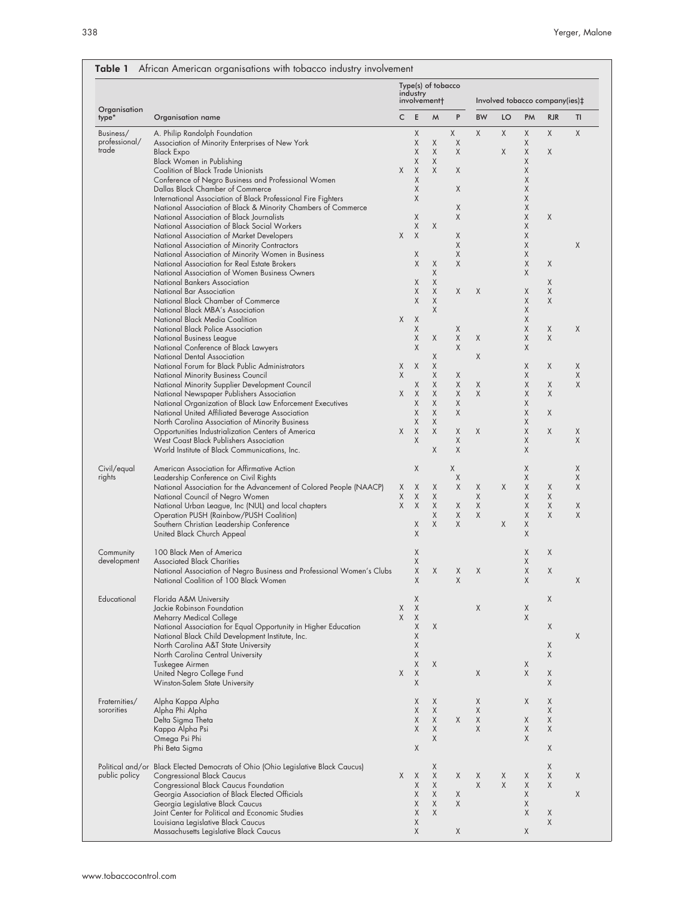**Table 1** African American organisations with tobacco industry involvement

| Organisation type* | Organisation name | Type(s) of tobacco industry involvement† | | | | Involved tobacco company(ies)‡ | | | | |
|---|---|---|---|---|---|---|---|---|---|---|
| | | C | E | M | P | BW | LO | PM | RJR | TI |
| Business/ professional/ trade | A. Philip Randolph Foundation | | X | | X | X | X | X | X | X |
| | Association of Minority Enterprises of New York | | X | X | X | | | X | | |
| | Black Expo | | X | X | X | | X | X | X | |
| | Black Women in Publishing | | X | X | | | | X | | |
| | Coalition of Black Trade Unionists | X | X | X | X | | | X | | |
| | Conference of Negro Business and Professional Women | | X | | | | | X | | |
| | Dallas Black Chamber of Commerce | | X | | X | | | X | | |
| | International Association of Black Professional Fire Fighters | | X | | | | | X | | |
| | National Association of Black & Minority Chambers of Commerce | | | | X | | | X | | |
| | National Association of Black Journalists | | X | | X | | | X | X | |
| | National Association of Black Social Workers | | X | X | | | | X | | |
| | National Association of Market Developers | X | X | | X | | | X | | |
| | National Association of Minority Contractors | | | | X | | | X | | X |
| | National Association of Minority Women in Business | | X | | X | | | X | | |
| | National Association for Real Estate Brokers | | X | X | X | | | X | X | |
| | National Association of Women Business Owners | | | X | | | | X | | |
| | National Bankers Association | | X | X | | | | | X | |
| | National Bar Association | | X | X | X | X | | X | X | |
| | National Black Chamber of Commerce | | X | X | | | | X | X | |
| | National Black MBA's Association | | | X | | | | X | | |
| | National Black Media Coalition | X | X | | | | | X | | |
| | National Black Police Association | | X | | X | | | X | X | X |
| | National Business League | | X | X | X | X | | X | X | |
| | National Conference of Black Lawyers | | X | | X | | | X | | |
| | National Dental Association | | | X | | X | | | | |
| | National Forum for Black Public Administrators | X | X | X | | | | X | X | X |
| | National Minority Business Council | X | | X | X | | | X | | X |
| | National Minority Supplier Development Council | | X | X | X | X | | X | X | X |
| | National Newspaper Publishers Association | X | X | X | X | X | | X | X | |
| | National Organization of Black Law Enforcement Executives | | X | X | X | | | X | | |
| | National United Affiliated Beverage Association | | X | X | X | | | X | X | |
| | North Carolina Association of Minority Business | | X | X | | | | X | | |
| | Opportunities Industrialization Centers of America | X | X | X | X | X | | X | X | X |
| | West Coast Black Publishers Association | | X | | X | | | X | | X |
| | World Institute of Black Communications, Inc. | | | X | X | | | X | | |
| Civil/equal rights | American Association for Affirmative Action | | X | | X | | | X | | X |
| | Leadership Conference on Civil Rights | | | | X | | | X | | X |
| | National Association for the Advancement of Colored People (NAACP) | X | X | X | X | X | X | X | X | X |
| | National Council of Negro Women | X | X | X | | X | | X | X | |
| | National Urban League, Inc (NUL) and local chapters | X | X | X | X | X | | X | X | X |
| | Operation PUSH (Rainbow/PUSH Coalition) | | | X | X | X | | X | X | X |
| | Southern Christian Leadership Conference | | X | X | X | | X | X | | |
| | United Black Church Appeal | | X | | | | | X | | |
| Community development | 100 Black Men of America | | X | | | | | X | X | |
| | Associated Black Charities | | X | | | | | X | | |
| | National Association of Negro Business and Professional Women's Clubs | | X | X | X | X | | X | X | |
| | National Coalition of 100 Black Women | | X | | X | | | X | | X |
| Educational | Florida A&M University | | X | | | | | | X | |
| | Jackie Robinson Foundation | X | X | | | X | | X | | |
| | Meharry Medical College | X | X | | | | | X | | |
| | National Association for Equal Opportunity in Higher Education | | X | X | | | | | X | |
| | National Black Child Development Institute, Inc. | | X | | | | | | | X |
| | North Carolina A&T State University | | X | | | | | | X | |
| | North Carolina Central University | | X | | | | | | X | |
| | Tuskegee Airmen | | X | X | | | | X | | |
| | United Negro College Fund | X | X | | | X | | X | X | |
| | Winston-Salem State University | | X | | | | | | X | |
| Fraternities/ sororities | Alpha Kappa Alpha | | X | X | | X | | X | X | |
| | Alpha Phi Alpha | | X | X | | X | | | X | |
| | Delta Sigma Theta | | X | X | X | X | | X | X | |
| | Kappa Alpha Psi | | X | X | | X | | X | X | |
| | Omega Psi Phi | | | X | | | | X | | |
| | Phi Beta Sigma | | X | | | | | | X | |
| Political and/or public policy | Black Elected Democrats of Ohio (Ohio Legislative Black Caucus) | | | X | | | | | X | |
| | Congressional Black Caucus | X | X | X | X | X | X | X | X | X |
| | Congressional Black Caucus Foundation | | X | X | | X | X | X | X | |
| | Georgia Association of Black Elected Officials | | X | X | X | | | X | | X |
| | Georgia Legislative Black Caucus | | X | X | X | | | X | | |
| | Joint Center for Political and Economic Studies | | X | X | | | | X | X | |
| | Louisiana Legislative Black Caucus | | X | | | | | | X | |
| | Massachusetts Legislative Black Caucus | | X | | X | | | X | | |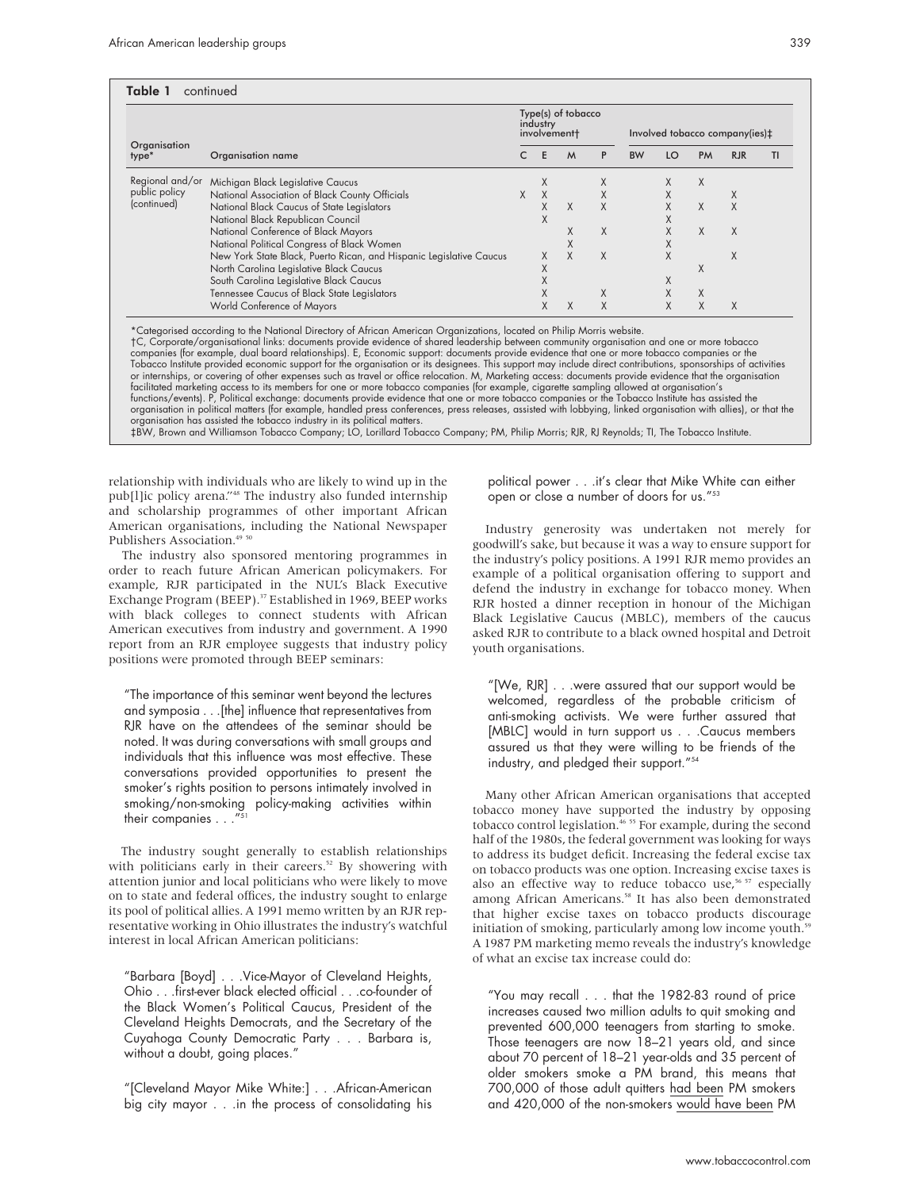**Table 1** continued

| Organisation type* | Organisation name | Type(s) of tobacco industry involvement† | | | | Involved tobacco company(ies)‡ | | | | |
|---|---|---|---|---|---|---|---|---|---|---|
| | | C | E | M | P | BW | LO | PM | RJR | TI |
| Regional and/or public policy (continued) | Michigan Black Legislative Caucus | | X | | X | | X | X | | |
| | National Association of Black County Officials | X | X | | X | | X | | X | |
| | National Black Caucus of State Legislators | | X | X | X | | X | X | X | |
| | National Black Republican Council | | X | | | | X | | | |
| | National Conference of Black Mayors | | | X | X | | X | X | X | |
| | National Political Congress of Black Women | | | X | | | X | | | |
| | New York State Black, Puerto Rican, and Hispanic Legislative Caucus | | X | X | X | | X | | X | |
| | North Carolina Legislative Black Caucus | | X | | | | | X | | |
| | South Carolina Legislative Black Caucus | | X | | | | X | | | |
| | Tennessee Caucus of Black State Legislators | | X | | X | | X | X | | |
| | World Conference of Mayors | | X | X | X | | X | X | X | |

*Categorised according to the National Directory of African American Organizations, located on Philip Morris website.
†C, Corporate/organisational links: documents provide evidence of shared leadership between community organisation and one or more tobacco companies (for example, dual board relationships). E, Economic support: documents provide evidence that one or more tobacco companies or the Tobacco Institute provided economic support for the organisation or its designees. This support may include direct contributions, sponsorships of activities or internships, or covering of other expenses such as travel or office relocation. M, Marketing access: documents provide evidence that the organisation facilitated marketing access to its members for one or more tobacco companies (for example, cigarette sampling allowed at organisation's functions/events). P, Political exchange: documents provide evidence that one or more tobacco companies or the Tobacco Institute has assisted the organisation in political matters (for example, handled press conferences, press releases, assisted with lobbying, linked organisation with allies), or that the organisation has assisted the tobacco industry in its political matters.
‡BW, Brown and Williamson Tobacco Company; LO, Lorillard Tobacco Company; PM, Philip Morris; RJR, RJ Reynolds; TI, The Tobacco Institute.

relationship with individuals who are likely to wind up in the pub[l]ic policy arena."[48] The industry also funded internship and scholarship programmes of other important African American organisations, including the National Newspaper Publishers Association.[49 50]

The industry also sponsored mentoring programmes in order to reach future African American policymakers. For example, RJR participated in the NUL's Black Executive Exchange Program (BEEP).[37] Established in 1969, BEEP works with black colleges to connect students with African American executives from industry and government. A 1990 report from an RJR employee suggests that industry policy positions were promoted through BEEP seminars:

> "The importance of this seminar went beyond the lectures and symposia . . .[the] influence that representatives from RJR have on the attendees of the seminar should be noted. It was during conversations with small groups and individuals that this influence was most effective. These conversations provided opportunities to present the smoker's rights position to persons intimately involved in smoking/non-smoking policy-making activities within their companies . . ."[51]

The industry sought generally to establish relationships with politicians early in their careers.[52] By showering with attention junior and local politicians who were likely to move on to state and federal offices, the industry sought to enlarge its pool of political allies. A 1991 memo written by an RJR representative working in Ohio illustrates the industry's watchful interest in local African American politicians:

> "Barbara [Boyd] . . .Vice-Mayor of Cleveland Heights, Ohio . . .first-ever black elected official . . .co-founder of the Black Women's Political Caucus, President of the Cleveland Heights Democrats, and the Secretary of the Cuyahoga County Democratic Party . . . Barbara is, without a doubt, going places."

> "[Cleveland Mayor Mike White:] . . .African-American big city mayor . . .in the process of consolidating his political power . . .it's clear that Mike White can either open or close a number of doors for us."[53]

Industry generosity was undertaken not merely for goodwill's sake, but because it was a way to ensure support for the industry's policy positions. A 1991 RJR memo provides an example of a political organisation offering to support and defend the industry in exchange for tobacco money. When RJR hosted a dinner reception in honour of the Michigan Black Legislative Caucus (MBLC), members of the caucus asked RJR to contribute to a black owned hospital and Detroit youth organisations.

> "[We, RJR] . . .were assured that our support would be welcomed, regardless of the probable criticism of anti-smoking activists. We were further assured that [MBLC] would in turn support us . . .Caucus members assured us that they were willing to be friends of the industry, and pledged their support."[54]

Many other African American organisations that accepted tobacco money have supported the industry by opposing tobacco control legislation.[46 55] For example, during the second half of the 1980s, the federal government was looking for ways to address its budget deficit. Increasing the federal excise tax on tobacco products was one option. Increasing excise taxes is also an effective way to reduce tobacco use,[56 57] especially among African Americans.[58] It has also been demonstrated that higher excise taxes on tobacco products discourage initiation of smoking, particularly among low income youth.[59] A 1987 PM marketing memo reveals the industry's knowledge of what an excise tax increase could do:

> "You may recall . . . that the 1982-83 round of price increases caused two million adults to quit smoking and prevented 600,000 teenagers from starting to smoke. Those teenagers are now 18–21 years old, and since about 70 percent of 18–21 year-olds and 35 percent of older smokers smoke a PM brand, this means that 700,000 of those adult quitters had been PM smokers and 420,000 of the non-smokers would have been PM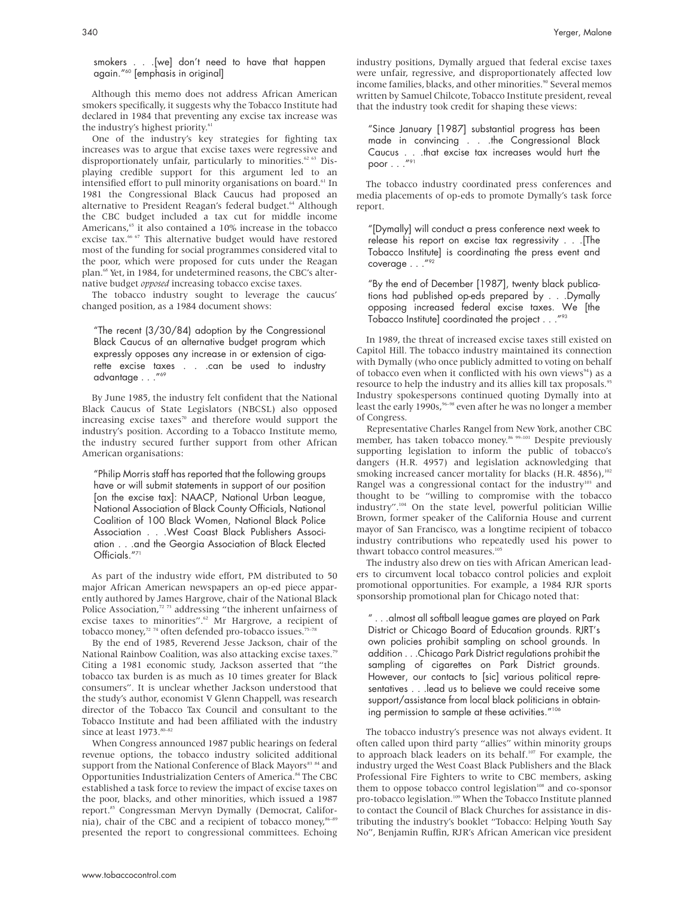smokers . . .[we] don't need to have that happen again."[60] [emphasis in original]

Although this memo does not address African American smokers specifically, it suggests why the Tobacco Institute had declared in 1984 that preventing any excise tax increase was the industry's highest priority.[61]

One of the industry's key strategies for fighting tax increases was to argue that excise taxes were regressive and disproportionately unfair, particularly to minorities.[62 63] Displaying credible support for this argument led to an intensified effort to pull minority organisations on board.[61] In 1981 the Congressional Black Caucus had proposed an alternative to President Reagan's federal budget.[64] Although the CBC budget included a tax cut for middle income Americans,[65] it also contained a 10% increase in the tobacco excise tax.[66 67] This alternative budget would have restored most of the funding for social programmes considered vital to the poor, which were proposed for cuts under the Reagan plan.[68] Yet, in 1984, for undetermined reasons, the CBC's alternative budget *opposed* increasing tobacco excise taxes.

The tobacco industry sought to leverage the caucus' changed position, as a 1984 document shows:

> "The recent (3/30/84) adoption by the Congressional Black Caucus of an alternative budget program which expressly opposes any increase in or extension of cigarette excise taxes . . .can be used to industry advantage . . ."[69]

By June 1985, the industry felt confident that the National Black Caucus of State Legislators (NBCSL) also opposed increasing excise taxes[70] and therefore would support the industry's position. According to a Tobacco Institute memo, the industry secured further support from other African American organisations:

> "Philip Morris staff has reported that the following groups have or will submit statements in support of our position [on the excise tax]: NAACP, National Urban League, National Association of Black County Officials, National Coalition of 100 Black Women, National Black Police Association . . .West Coast Black Publishers Association . . .and the Georgia Association of Black Elected Officials."[71]

As part of the industry wide effort, PM distributed to 50 major African American newspapers an op-ed piece apparently authored by James Hargrove, chair of the National Black Police Association,[72 73] addressing "the inherent unfairness of excise taxes to minorities".[62] Mr Hargrove, a recipient of tobacco money,[72 74] often defended pro-tobacco issues.[75–78]

By the end of 1985, Reverend Jesse Jackson, chair of the National Rainbow Coalition, was also attacking excise taxes.[79] Citing a 1981 economic study, Jackson asserted that "the tobacco tax burden is as much as 10 times greater for Black consumers". It is unclear whether Jackson understood that the study's author, economist V Glenn Chappell, was research director of the Tobacco Tax Council and consultant to the Tobacco Institute and had been affiliated with the industry since at least 1973.[80–82]

When Congress announced 1987 public hearings on federal revenue options, the tobacco industry solicited additional support from the National Conference of Black Mayors[83 84] and Opportunities Industrialization Centers of America.[84] The CBC established a task force to review the impact of excise taxes on the poor, blacks, and other minorities, which issued a 1987 report.[85] Congressman Mervyn Dymally (Democrat, California), chair of the CBC and a recipient of tobacco money,[86–89] presented the report to congressional committees. Echoing industry positions, Dymally argued that federal excise taxes were unfair, regressive, and disproportionately affected low income families, blacks, and other minorities.[90] Several memos written by Samuel Chilcote, Tobacco Institute president, reveal that the industry took credit for shaping these views:

> "Since January [1987] substantial progress has been made in convincing . . .the Congressional Black Caucus . . .that excise tax increases would hurt the poor . . ."[91]

The tobacco industry coordinated press conferences and media placements of op-eds to promote Dymally's task force report.

> "[Dymally] will conduct a press conference next week to release his report on excise tax regressivity . . .[The Tobacco Institute] is coordinating the press event and coverage . . ."[92]

> "By the end of December [1987], twenty black publications had published op-eds prepared by . . .Dymally opposing increased federal excise taxes. We [the Tobacco Institute] coordinated the project . . ."[93]

In 1989, the threat of increased excise taxes still existed on Capitol Hill. The tobacco industry maintained its connection with Dymally (who once publicly admitted to voting on behalf of tobacco even when it conflicted with his own views[94]) as a resource to help the industry and its allies kill tax proposals.[95] Industry spokespersons continued quoting Dymally into at least the early 1990s,[96–98] even after he was no longer a member of Congress.

Representative Charles Rangel from New York, another CBC member, has taken tobacco money.[86 99–101] Despite previously supporting legislation to inform the public of tobacco's dangers (H.R. 4957) and legislation acknowledging that smoking increased cancer mortality for blacks (H.R. 4856),[102] Rangel was a congressional contact for the industry[103] and thought to be "willing to compromise with the tobacco industry".[104] On the state level, powerful politician Willie Brown, former speaker of the California House and current mayor of San Francisco, was a longtime recipient of tobacco industry contributions who repeatedly used his power to thwart tobacco control measures.[105]

The industry also drew on ties with African American leaders to circumvent local tobacco control policies and exploit promotional opportunities. For example, a 1984 RJR sports sponsorship promotional plan for Chicago noted that:

> " . . .almost all softball league games are played on Park District or Chicago Board of Education grounds. RJRT's own policies prohibit sampling on school grounds. In addition . . .Chicago Park District regulations prohibit the sampling of cigarettes on Park District grounds. However, our contacts to [sic] various political representatives . . .lead us to believe we could receive some support/assistance from local black politicians in obtaining permission to sample at these activities."[106]

The tobacco industry's presence was not always evident. It often called upon third party "allies" within minority groups to approach black leaders on its behalf.[107] For example, the industry urged the West Coast Black Publishers and the Black Professional Fire Fighters to write to CBC members, asking them to oppose tobacco control legislation[108] and co-sponsor pro-tobacco legislation.[109] When the Tobacco Institute planned to contact the Council of Black Churches for assistance in distributing the industry's booklet "Tobacco: Helping Youth Say No", Benjamin Ruffin, RJR's African American vice president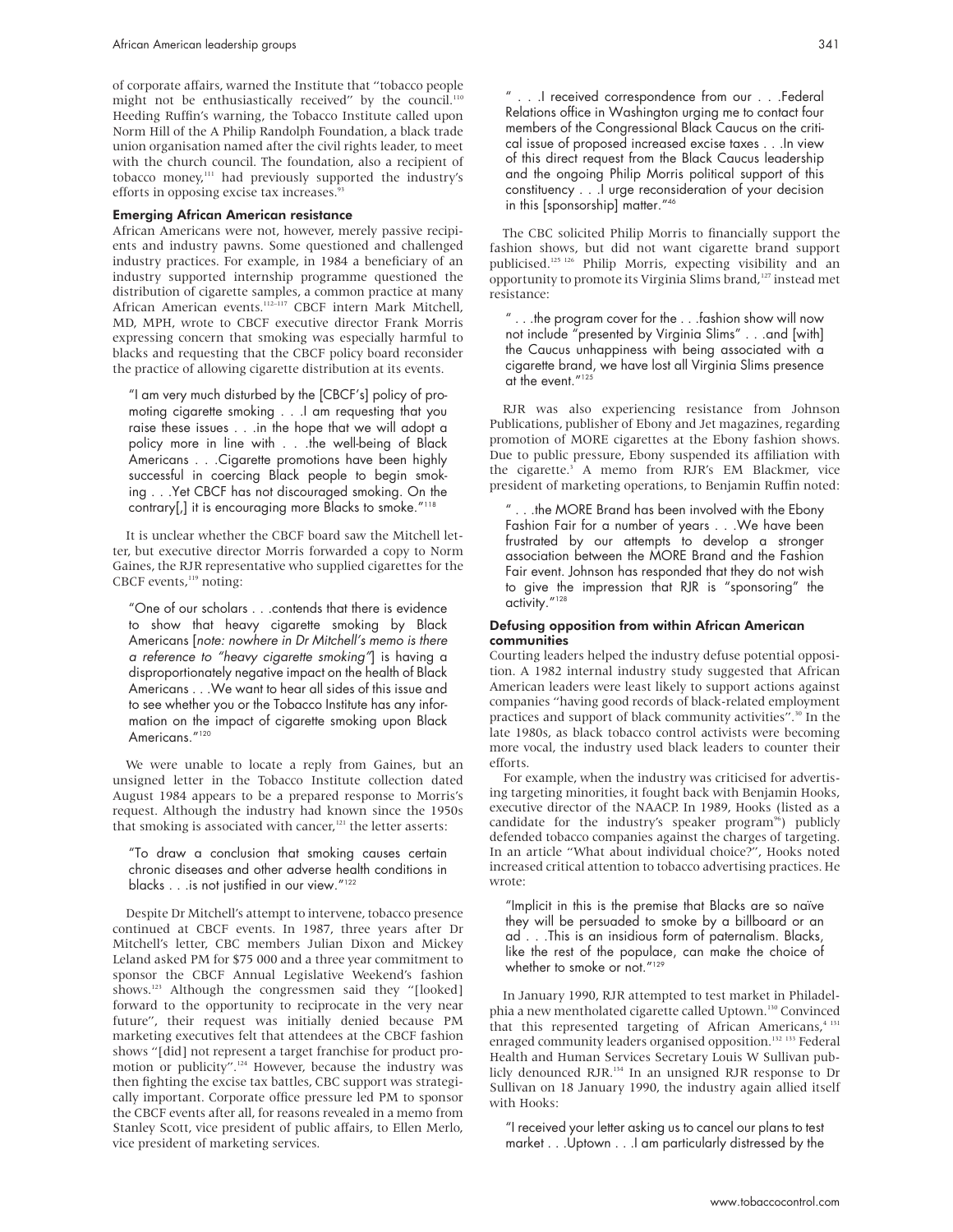of corporate affairs, warned the Institute that "tobacco people might not be enthusiastically received" by the council.[110] Heeding Ruffin's warning, the Tobacco Institute called upon Norm Hill of the A Philip Randolph Foundation, a black trade union organisation named after the civil rights leader, to meet with the church council. The foundation, also a recipient of tobacco money,[111] had previously supported the industry's efforts in opposing excise tax increases.[93]

### Emerging African American resistance

African Americans were not, however, merely passive recipients and industry pawns. Some questioned and challenged industry practices. For example, in 1984 a beneficiary of an industry supported internship programme questioned the distribution of cigarette samples, a common practice at many African American events.[112–117] CBCF intern Mark Mitchell, MD, MPH, wrote to CBCF executive director Frank Morris expressing concern that smoking was especially harmful to blacks and requesting that the CBCF policy board reconsider the practice of allowing cigarette distribution at its events.

> "I am very much disturbed by the [CBCF's] policy of promoting cigarette smoking . . .I am requesting that you raise these issues . . .in the hope that we will adopt a policy more in line with . . .the well-being of Black Americans . . .Cigarette promotions have been highly successful in coercing Black people to begin smoking . . .Yet CBCF has not discouraged smoking. On the contrary[,] it is encouraging more Blacks to smoke."[118]

It is unclear whether the CBCF board saw the Mitchell letter, but executive director Morris forwarded a copy to Norm Gaines, the RJR representative who supplied cigarettes for the CBCF events,[119] noting:

> "One of our scholars . . .contends that there is evidence to show that heavy cigarette smoking by Black Americans [*note: nowhere in Dr Mitchell's memo is there a reference to "heavy cigarette smoking"*] is having a disproportionately negative impact on the health of Black Americans . . .We want to hear all sides of this issue and to see whether you or the Tobacco Institute has any information on the impact of cigarette smoking upon Black Americans."[120]

We were unable to locate a reply from Gaines, but an unsigned letter in the Tobacco Institute collection dated August 1984 appears to be a prepared response to Morris's request. Although the industry had known since the 1950s that smoking is associated with cancer,[121] the letter asserts:

> "To draw a conclusion that smoking causes certain chronic diseases and other adverse health conditions in blacks . . .is not justified in our view."[122]

Despite Dr Mitchell's attempt to intervene, tobacco presence continued at CBCF events. In 1987, three years after Dr Mitchell's letter, CBC members Julian Dixon and Mickey Leland asked PM for $75 000 and a three year commitment to sponsor the CBCF Annual Legislative Weekend's fashion shows.[123] Although the congressmen said they "[looked] forward to the opportunity to reciprocate in the very near future", their request was initially denied because PM marketing executives felt that attendees at the CBCF fashion shows "[did] not represent a target franchise for product promotion or publicity".[124] However, because the industry was then fighting the excise tax battles, CBC support was strategically important. Corporate office pressure led PM to sponsor the CBCF events after all, for reasons revealed in a memo from Stanley Scott, vice president of public affairs, to Ellen Merlo, vice president of marketing services.

> " . . .I received correspondence from our . . .Federal Relations office in Washington urging me to contact four members of the Congressional Black Caucus on the critical issue of proposed increased excise taxes . . .In view of this direct request from the Black Caucus leadership and the ongoing Philip Morris political support of this constituency . . .I urge reconsideration of your decision in this [sponsorship] matter."[46]

The CBC solicited Philip Morris to financially support the fashion shows, but did not want cigarette brand support publicised.[125 126] Philip Morris, expecting visibility and an opportunity to promote its Virginia Slims brand,[127] instead met resistance:

> " . . .the program cover for the . . .fashion show will now not include "presented by Virginia Slims" . . .and [with] the Caucus unhappiness with being associated with a cigarette brand, we have lost all Virginia Slims presence at the event."[125]

RJR was also experiencing resistance from Johnson Publications, publisher of Ebony and Jet magazines, regarding promotion of MORE cigarettes at the Ebony fashion shows. Due to public pressure, Ebony suspended its affiliation with the cigarette.[3] A memo from RJR's EM Blackmer, vice president of marketing operations, to Benjamin Ruffin noted:

> " . . .the MORE Brand has been involved with the Ebony Fashion Fair for a number of years . . .We have been frustrated by our attempts to develop a stronger association between the MORE Brand and the Fashion Fair event. Johnson has responded that they do not wish to give the impression that RJR is "sponsoring" the activity."[128]

### Defusing opposition from within African American communities

Courting leaders helped the industry defuse potential opposition. A 1982 internal industry study suggested that African American leaders were least likely to support actions against companies "having good records of black-related employment practices and support of black community activities".[30] In the late 1980s, as black tobacco control activists were becoming more vocal, the industry used black leaders to counter their efforts.

For example, when the industry was criticised for advertising targeting minorities, it fought back with Benjamin Hooks, executive director of the NAACP. In 1989, Hooks (listed as a candidate for the industry's speaker program[96]) publicly defended tobacco companies against the charges of targeting. In an article "What about individual choice?", Hooks noted increased critical attention to tobacco advertising practices. He wrote:

> "Implicit in this is the premise that Blacks are so naïve they will be persuaded to smoke by a billboard or an ad . . .This is an insidious form of paternalism. Blacks, like the rest of the populace, can make the choice of whether to smoke or not."[129]

In January 1990, RJR attempted to test market in Philadelphia a new mentholated cigarette called Uptown.[130] Convinced that this represented targeting of African Americans,[4 131] enraged community leaders organised opposition.[132 133] Federal Health and Human Services Secretary Louis W Sullivan publicly denounced RJR.[134] In an unsigned RJR response to Dr Sullivan on 18 January 1990, the industry again allied itself with Hooks:

> "I received your letter asking us to cancel our plans to test market . . .Uptown . . .I am particularly distressed by the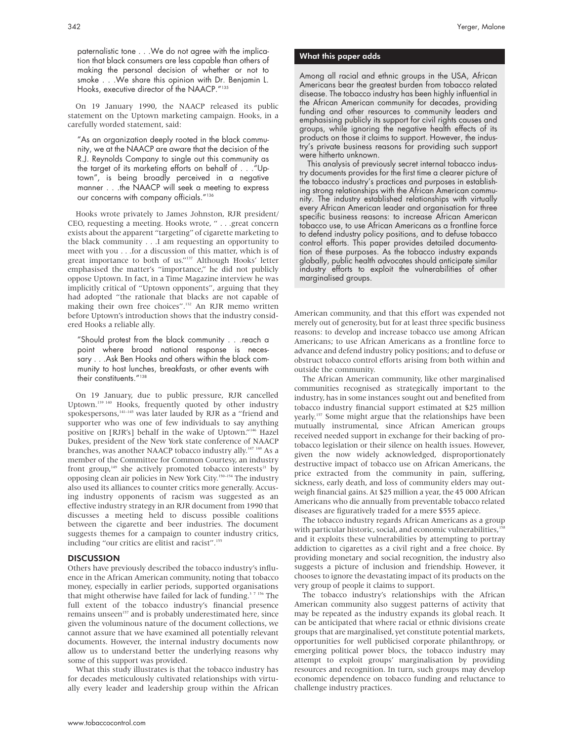paternalistic tone . . .We do not agree with the implication that black consumers are less capable than others of making the personal decision of whether or not to smoke . . .We share this opinion with Dr. Benjamin L. Hooks, executive director of the NAACP."[135]

On 19 January 1990, the NAACP released its public statement on the Uptown marketing campaign. Hooks, in a carefully worded statement, said:

"As an organization deeply rooted in the black community, we at the NAACP are aware that the decision of the R.J. Reynolds Company to single out this community as the target of its marketing efforts on behalf of . . ."Uptown", is being broadly perceived in a negative manner . . .the NAACP will seek a meeting to express our concerns with company officials."[136]

Hooks wrote privately to James Johnston, RJR president/CEO, requesting a meeting. Hooks wrote, " . . .great concern exists about the apparent "targeting" of cigarette marketing to the black community . . .I am requesting an opportunity to meet with you . . .for a discussion of this matter, which is of great importance to both of us."[137] Although Hooks' letter emphasised the matter's "importance," he did not publicly oppose Uptown. In fact, in a Time Magazine interview he was implicitly critical of "Uptown opponents", arguing that they had adopted "the rationale that blacks are not capable of making their own free choices".[132] An RJR memo written before Uptown's introduction shows that the industry considered Hooks a reliable ally.

"Should protest from the black community . . .reach a point where broad national response is necessary . . .Ask Ben Hooks and others within the black community to host lunches, breakfasts, or other events with their constituents."[138]

On 19 January, due to public pressure, RJR cancelled Uptown.[139,140] Hooks, frequently quoted by other industry spokespersons,[141–145] was later lauded by RJR as a "friend and supporter who was one of few individuals to say anything positive on [RJR's] behalf in the wake of Uptown."[146] Hazel Dukes, president of the New York state conference of NAACP branches, was another NAACP tobacco industry ally.[147,148] As a member of the Committee for Common Courtesy, an industry front group,[149] she actively promoted tobacco interests[21] by opposing clean air policies in New York City.[150–154] The industry also used its alliances to counter critics more generally. Accusing industry opponents of racism was suggested as an effective industry strategy in an RJR document from 1990 that discusses a meeting held to discuss possible coalitions between the cigarette and beer industries. The document suggests themes for a campaign to counter industry critics, including "our critics are elitist and racist".[155]

## DISCUSSION

Others have previously described the tobacco industry's influence in the African American community, noting that tobacco money, especially in earlier periods, supported organisations that might otherwise have failed for lack of funding.[3,7,156] The full extent of the tobacco industry's financial presence remains unseen[157] and is probably underestimated here, since given the voluminous nature of the document collections, we cannot assure that we have examined all potentially relevant documents. However, the internal industry documents now allow us to understand better the underlying reasons why some of this support was provided.

What this study illustrates is that the tobacco industry has for decades meticulously cultivated relationships with virtually every leader and leadership group within the African American community, and that this effort was expended not merely out of generosity, but for at least three specific business reasons: to develop and increase tobacco use among African Americans; to use African Americans as a frontline force to advance and defend industry policy positions; and to defuse or obstruct tobacco control efforts arising from both within and outside the community.

The African American community, like other marginalised communities recognised as strategically important to the industry, has in some instances sought out and benefited from tobacco industry financial support estimated at \$25 million yearly.[157] Some might argue that the relationships have been mutually instrumental, since African American groups received needed support in exchange for their backing of protobacco legislation or their silence on health issues. However, given the now widely acknowledged, disproportionately destructive impact of tobacco use on African Americans, the price extracted from the community in pain, suffering, sickness, early death, and loss of community elders may outweigh financial gains. At \$25 million a year, the 45 000 African Americans who die annually from preventable tobacco related diseases are figuratively traded for a mere \$555 apiece.

The tobacco industry regards African Americans as a group with particular historic, social, and economic vulnerabilities,[158] and it exploits these vulnerabilities by attempting to portray addiction to cigarettes as a civil right and a free choice. By providing monetary and social recognition, the industry also suggests a picture of inclusion and friendship. However, it chooses to ignore the devastating impact of its products on the very group of people it claims to support.

The tobacco industry's relationships with the African American community also suggest patterns of activity that may be repeated as the industry expands its global reach. It can be anticipated that where racial or ethnic divisions create groups that are marginalised, yet constitute potential markets, opportunities for well publicised corporate philanthropy, or emerging political power blocs, the tobacco industry may attempt to exploit groups' marginalisation by providing resources and recognition. In turn, such groups may develop economic dependence on tobacco funding and reluctance to challenge industry practices.

### What this paper adds

Among all racial and ethnic groups in the USA, African Americans bear the greatest burden from tobacco related disease. The tobacco industry has been highly influential in the African American community for decades, providing funding and other resources to community leaders and emphasising publicly its support for civil rights causes and groups, while ignoring the negative health effects of its products on those it claims to support. However, the industry's private business reasons for providing such support were hitherto unknown.

This analysis of previously secret internal tobacco industry documents provides for the first time a clearer picture of the tobacco industry's practices and purposes in establishing strong relationships with the African American community. The industry established relationships with virtually every African American leader and organisation for three specific business reasons: to increase African American tobacco use, to use African Americans as a frontline force to defend industry policy positions, and to defuse tobacco control efforts. This paper provides detailed documentation of these purposes. As the tobacco industry expands globally, public health advocates should anticipate similar industry efforts to exploit the vulnerabilities of other marginalised groups.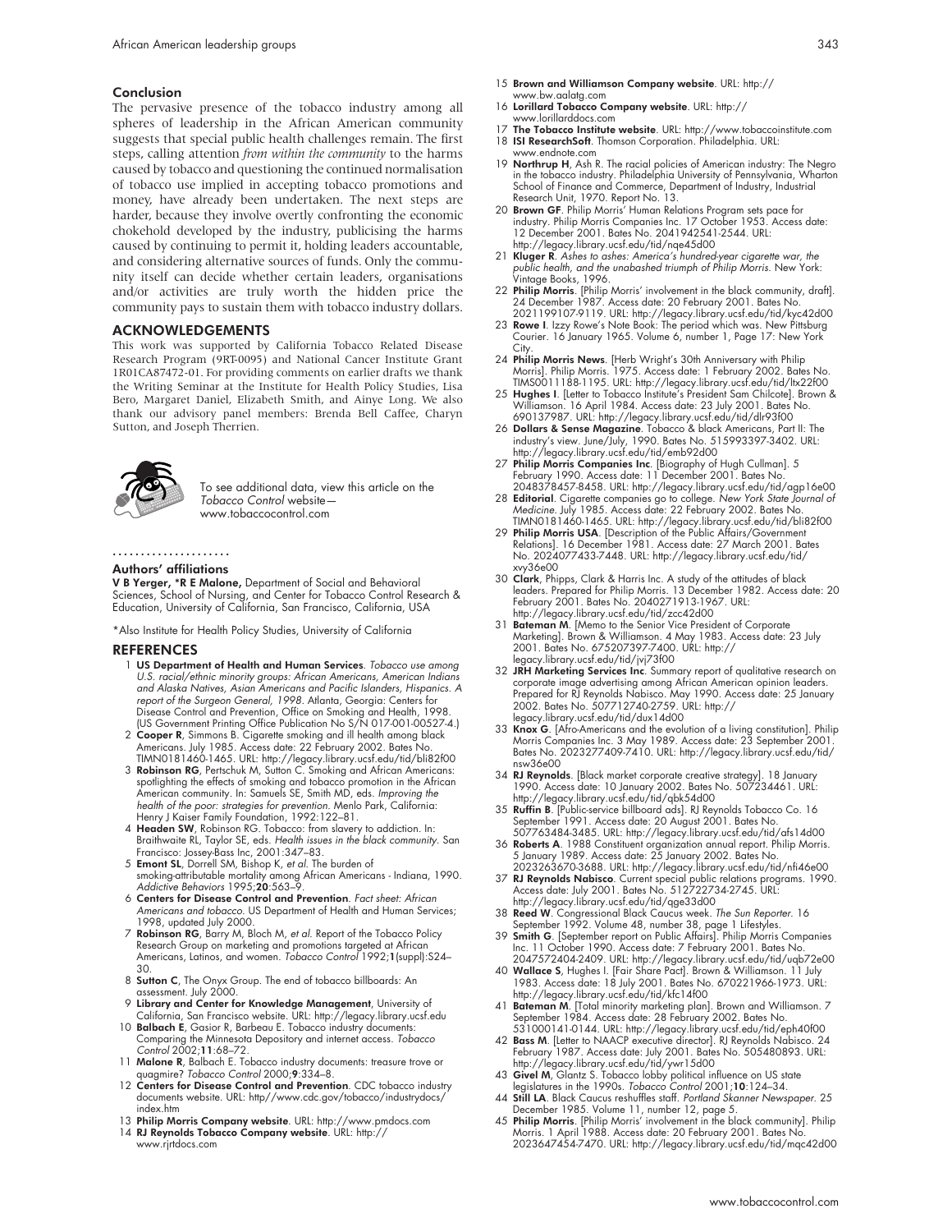## Conclusion

The pervasive presence of the tobacco industry among all spheres of leadership in the African American community suggests that special public health challenges remain. The first steps, calling attention *from within the community* to the harms caused by tobacco and questioning the continued normalisation of tobacco use implied in accepting tobacco promotions and money, have already been undertaken. The next steps are harder, because they involve overtly confronting the economic chokehold developed by the industry, publicising the harms caused by continuing to permit it, holding leaders accountable, and considering alternative sources of funds. Only the community itself can decide whether certain leaders, organisations and/or activities are truly worth the hidden price the community pays to sustain them with tobacco industry dollars.

## ACKNOWLEDGEMENTS

This work was supported by California Tobacco Related Disease Research Program (9RT-0095) and National Cancer Institute Grant 1R01CA87472-01. For providing comments on earlier drafts we thank the Writing Seminar at the Institute for Health Policy Studies, Lisa Bero, Margaret Daniel, Elizabeth Smith, and Ainye Long. We also thank our advisory panel members: Brenda Bell Caffee, Charyn Sutton, and Joseph Therrien.

To see additional data, view this article on the *Tobacco Control* website—www.tobaccocontrol.com

### Authors' affiliations

**V B Yerger, *R E Malone,** Department of Social and Behavioral Sciences, School of Nursing, and Center for Tobacco Control Research & Education, University of California, San Francisco, California, USA

*Also Institute for Health Policy Studies, University of California

## REFERENCES

1. **US Department of Health and Human Services**. *Tobacco use among U.S. racial/ethnic minority groups: African Americans, American Indians and Alaska Natives, Asian Americans and Pacific Islanders, Hispanics. A report of the Surgeon General, 1998.* Atlanta, Georgia: Centers for Disease Control and Prevention, Office on Smoking and Health, 1998. (US Government Printing Office Publication No S/N 017-001-00527-4.)
2. **Cooper R**, Simmons B. Cigarette smoking and ill health among black Americans. July 1985. Access date: 22 February 2002. Bates No. TIMN0181460-1465. URL: http://legacy.library.ucsf.edu/tid/bli82f00
3. **Robinson RG**, Pertschuk M, Sutton C. Smoking and African Americans: spotlighting the effects of smoking and tobacco promotion in the African American community. In: Samuels SE, Smith MD, eds. *Improving the health of the poor: strategies for prevention.* Menlo Park, California: Henry J Kaiser Family Foundation, 1992:122–81.
4. **Headen SW**, Robinson RG. Tobacco: from slavery to addiction. In: Braithwaite RL, Taylor SE, eds. *Health issues in the black community.* San Francisco: Jossey-Bass Inc, 2001:347–83.
5. **Emont SL**, Dorrell SM, Bishop K, *et al*. The burden of smoking-attributable mortality among African Americans - Indiana, 1990. *Addictive Behaviors* 1995;**20**:563–9.
6. **Centers for Disease Control and Prevention**. *Fact sheet: African Americans and tobacco.* US Department of Health and Human Services; 1998, updated July 2000.
7. **Robinson RG**, Barry M, Bloch M, *et al*. Report of the Tobacco Policy Research Group on marketing and promotions targeted at African Americans, Latinos, and women. *Tobacco Control* 1992;**1**(suppl):S24–30.
8. **Sutton C**, The Onyx Group. The end of tobacco billboards: An assessment. July 2000.
9. **Library and Center for Knowledge Management**, University of California, San Francisco website. URL: http://legacy.library.ucsf.edu
10. **Balbach E**, Gasior R, Barbeau E. Tobacco industry documents: Comparing the Minnesota Depository and internet access. *Tobacco Control* 2002;**11**:68–72.
11. **Malone R**, Balbach E. Tobacco industry documents: treasure trove or quagmire? *Tobacco Control* 2000;**9**:334–8.
12. **Centers for Disease Control and Prevention**. CDC tobacco industry documents website. URL: http//www.cdc.gov/tobacco/industrydocs/index.htm
13. **Philip Morris Company website**. URL: http://www.pmdocs.com
14. **RJ Reynolds Tobacco Company website**. URL: http://www.rjrtdocs.com
15. **Brown and Williamson Company website**. URL: http://www.bw.aalatg.com
16. **Lorillard Tobacco Company website**. URL: http://www.lorillarddocs.com
17. **The Tobacco Institute website**. URL: http://www.tobaccoinstitute.com
18. **ISI ResearchSoft**. Thomson Corporation. Philadelphia. URL: www.endnote.com
19. **Northrup H**, Ash R. The racial policies of American industry: The Negro in the tobacco industry. Philadelphia University of Pennsylvania, Wharton School of Finance and Commerce, Department of Industry, Industrial Research Unit, 1970. Report No. 13.
20. **Brown GF**. Philip Morris' Human Relations Program sets pace for industry. Philip Morris Companies Inc. 17 October 1953. Access date: 12 December 2001. Bates No. 2041942541-2544. URL: http://legacy.library.ucsf.edu/tid/nqe45d00
21. **Kluger R**. *Ashes to ashes: America's hundred-year cigarette war, the public health, and the unabashed triumph of Philip Morris.* New York: Vintage Books, 1996.
22. **Philip Morris**. [Philip Morris' involvement in the black community, draft]. 24 December 1987. Access date: 20 February 2001. Bates No. 2021199107-9119. URL: http://legacy.library.ucsf.edu/tid/kyc42d00
23. **Rowe I**. Izzy Rowe's Note Book: The period which was. New Pittsburg Courier. 16 January 1965. Volume 6, number 1, Page 17: New York City.
24. **Philip Morris News**. [Herb Wright's 30th Anniversary with Philip Morris]. Philip Morris. 1975. Access date: 1 February 2002. Bates No. TIMS0011188-1195. URL: http://legacy.library.ucsf.edu/tid/ltx22f00
25. **Hughes I**. [Letter to Tobacco Institute's President Sam Chilcote]. Brown & Williamson. 16 April 1984. Access date: 23 July 2001. Bates No. 690137987. URL: http://legacy.library.ucsf.edu/tid/dlr93f00
26. **Dollars & Sense Magazine**. Tobacco & black Americans, Part II: The industry's view. June/July, 1990. Bates No. 515993397-3402. URL: http://legacy.library.ucsf.edu/tid/emb92d00
27. **Philip Morris Companies Inc**. [Biography of Hugh Cullman]. 5 February 1990. Access date: 11 December 2001. Bates No. 2048378457-8458. URL: http://legacy.library.ucsf.edu/tid/agp16e00
28. **Editorial**. Cigarette companies go to college. *New York State Journal of Medicine.* July 1985. Access date: 22 February 2002. Bates No. TIMN0181460-1465. URL: http://legacy.library.ucsf.edu/tid/bli82f00
29. **Philip Morris USA**. [Description of the Public Affairs/Government Relations]. 16 December 1981. Access date: 27 March 2001. Bates No. 2024077433-7448. URL: http://legacy.library.ucsf.edu/tid/xvy36e00
30. **Clark**, Phipps, Clark & Harris Inc. A study of the attitudes of black leaders. Prepared for Philip Morris. 13 December 1982. Access date: 20 February 2001. Bates No. 2040271913-1967. URL: http://legacy.library.ucsf.edu/tid/zcc42d00
31. **Bateman M**. [Memo to the Senior Vice President of Corporate Marketing]. Brown & Williamson. 4 May 1983. Access date: 23 July 2001. Bates No. 675207397-7400. URL: http://legacy.library.ucsf.edu/tid/jvj73f00
32. **JRH Marketing Services Inc**. Summary report of qualitative research on corporate image advertising among African American opinion leaders. Prepared for RJ Reynolds Nabisco. May 1990. Access date: 25 January 2002. Bates No. 507712740-2759. URL: http://legacy.library.ucsf.edu/tid/dux14d00
33. **Knox G**. [Afro-Americans and the evolution of a living constitution]. Philip Morris Companies Inc. 3 May 1989. Access date: 23 September 2001. Bates No. 2023277409-7410. URL: http://legacy.library.ucsf.edu/tid/nsw36e00
34. **RJ Reynolds**. [Black market corporate creative strategy]. 18 January 1990. Access date: 10 January 2002. Bates No. 507234461. URL: http://legacy.library.ucsf.edu/tid/qbk54d00
35. **Ruffin B**. [Public-service billboard ads]. RJ Reynolds Tobacco Co. 16 September 1991. Access date: 20 August 2001. Bates No. 507763484-3485. URL: http://legacy.library.ucsf.edu/tid/afs14d00
36. **Roberts A**. 1988 Constituent organization annual report. Philip Morris. 5 January 1989. Access date: 25 January 2002. Bates No. 2023263670-3688. URL: http://legacy.library.ucsf.edu/tid/nfi46e00
37. **RJ Reynolds Nabisco**. Current special public relations programs. 1990. Access date: July 2001. Bates No. 512722734-2745. URL: http://legacy.library.ucsf.edu/tid/qge33d00
38. **Reed W**. Congressional Black Caucus week. *The Sun Reporter.* 16 September 1992. Volume 48, number 38, page 1 Lifestyles.
39. **Smith G**. [September report on Public Affairs]. Philip Morris Companies Inc. 11 October 1990. Access date: 7 February 2001. Bates No. 2047572404-2409. URL: http://legacy.library.ucsf.edu/tid/uqb72e00
40. **Wallace S**, Hughes I. [Fair Share Pact]. Brown & Williamson. 11 July 1983. Access date: 18 July 2001. Bates No. 670221966-1973. URL: http://legacy.library.ucsf.edu/tid/kfc14f00
41. **Bateman M**. [Total minority marketing plan]. Brown and Williamson. 7 September 1984. Access date: 28 February 2002. Bates No. 531000141-0144. URL: http://legacy.library.ucsf.edu/tid/eph40f00
42. **Bass M**. [Letter to NAACP executive director]. RJ Reynolds Nabisco. 24 February 1987. Access date: July 2001. Bates No. 505480893. URL: http://legacy.library.ucsf.edu/tid/ywr15d00
43. **Givel M**, Glantz S. Tobacco lobby political influence on US state legislatures in the 1990s. *Tobacco Control* 2001;**10**:124–34.
44. **Still LA**. Black Caucus reshuffles staff. *Portland Skanner Newspaper.* 25 December 1985. Volume 11, number 12, page 5.
45. **Philip Morris**. [Philip Morris' involvement in the black community]. Philip Morris. 1 April 1988. Access date: 20 February 2001. Bates No. 2023647454-7470. URL: http://legacy.library.ucsf.edu/tid/mqc42d00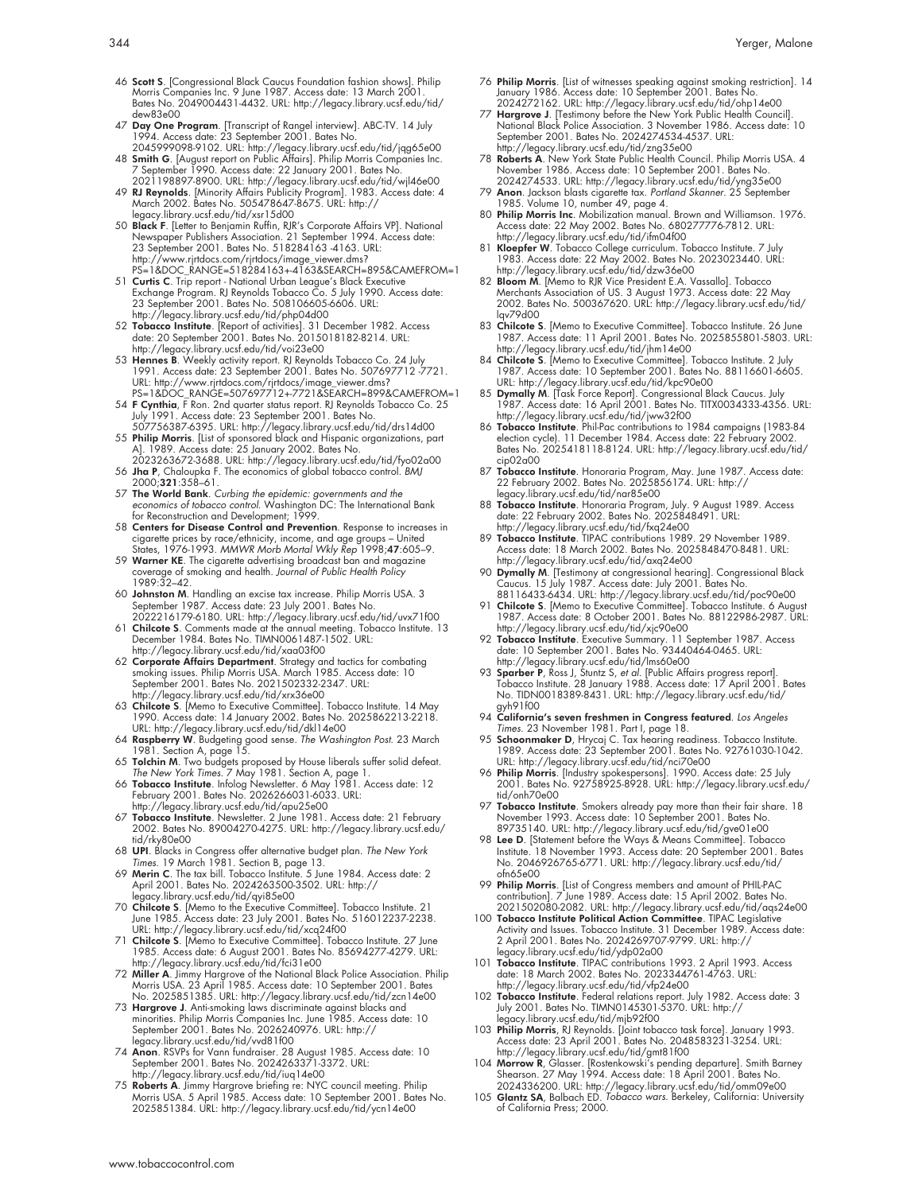46 **Scott S**. [Congressional Black Caucus Foundation fashion shows]. Philip Morris Companies Inc. 9 June 1987. Access date: 13 March 2001. Bates No. 2049004431-4432. URL: http://legacy.library.ucsf.edu/tid/dew83e00

47 **Day One Program**. [Transcript of Rangel interview]. ABC-TV. 14 July 1994. Access date: 23 September 2001. Bates No. 2045999098-9102. URL: http://legacy.library.ucsf.edu/tid/jqg65e00

48 **Smith G**. [August report on Public Affairs]. Philip Morris Companies Inc. 7 September 1990. Access date: 22 January 2001. Bates No. 2021198897-8900. URL: http://legacy.library.ucsf.edu/tid/wjl46e00

49 **RJ Reynolds**. [Minority Affairs Publicity Program]. 1983. Access date: 4 March 2002. Bates No. 505478647-8675. URL: http://legacy.library.ucsf.edu/tid/xsr15d00

50 **Black F**. [Letter to Benjamin Ruffin, RJR's Corporate Affairs VP]. National Newspaper Publishers Association. 21 September 1994. Access date: 23 September 2001. Bates No. 518284163 -4163. URL: http://www.rjrtdocs.com/rjrtdocs/image_viewer.dms?PS=1&DOC_RANGE=518284163+-4163&SEARCH=895&CAMEFROM=1

51 **Curtis C**. Trip report - National Urban League's Black Executive Exchange Program. RJ Reynolds Tobacco Co. 5 July 1990. Access date: 23 September 2001. Bates No. 508106605-6606. URL: http://legacy.library.ucsf.edu/tid/php04d00

52 **Tobacco Institute**. [Report of activities]. 31 December 1982. Access date: 20 September 2001. Bates No. 2015018182-8214. URL: http://legacy.library.ucsf.edu/tid/voi23e00

53 **Hennes B**. Weekly activity report. RJ Reynolds Tobacco Co. 24 July 1991. Access date: 23 September 2001. Bates No. 507697712 -7721. URL: http://www.rjrtdocs.com/rjrtdocs/image_viewer.dms?PS=1&DOC_RANGE=507697712+-7721&SEARCH=899&CAMEFROM=1

54 **F Cynthia**, F Ron. 2nd quarter status report. RJ Reynolds Tobacco Co. 25 July 1991. Access date: 23 September 2001. Bates No. 507756387-6395. URL: http://legacy.library.ucsf.edu/tid/drs14d00

55 **Philip Morris**. [List of sponsored black and Hispanic organizations, part A]. 1989. Access date: 25 January 2002. Bates No. 2023263672-3688. URL: http://legacy.library.ucsf.edu/tid/fyo02a00

56 **Jha P**, Chaloupka F. The economics of global tobacco control. *BMJ* 2000;**321**:358–61.

57 **The World Bank**. *Curbing the epidemic: governments and the economics of tobacco control*. Washington DC: The International Bank for Reconstruction and Development; 1999.

58 **Centers for Disease Control and Prevention**. Response to increases in cigarette prices by race/ethnicity, income, and age groups – United States, 1976-1993. *MMWR Morb Mortal Wkly Rep* 1998;**47**:605–9.

59 **Warner KE**. The cigarette advertising broadcast ban and magazine coverage of smoking and health. *Journal of Public Health Policy* 1989:32–42.

60 **Johnston M**. Handling an excise tax increase. Philip Morris USA. 3 September 1987. Access date: 23 July 2001. Bates No. 2022216179-6180. URL: http://legacy.library.ucsf.edu/tid/uvx71f00

61 **Chilcote S**. Comments made at the annual meeting. Tobacco Institute. 13 December 1984. Bates No. TIMN0061487-1502. URL: http://legacy.library.ucsf.edu/tid/xaa03f00

62 **Corporate Affairs Department**. Strategy and tactics for combating smoking issues. Philip Morris USA. March 1985. Access date: 10 September 2001. Bates No. 2021502332-2347. URL: http://legacy.library.ucsf.edu/tid/xrx36e00

63 **Chilcote S**. [Memo to Executive Committee]. Tobacco Institute. 14 May 1990. Access date: 14 January 2002. Bates No. 2025862213-2218. URL: http://legacy.library.ucsf.edu/tid/dkl14e00

64 **Raspberry W**. Budgeting good sense. *The Washington Post*. 23 March 1981. Section A, page 15.

65 **Tolchin M**. Two budgets proposed by House liberals suffer solid defeat. *The New York Times*. 7 May 1981. Section A, page 1.

66 **Tobacco Institute**. Infolog Newsletter. 6 May 1981. Access date: 12 February 2001. Bates No. 2026266031-6033. URL: http://legacy.library.ucsf.edu/tid/apu25e00

67 **Tobacco Institute**. Newsletter. 2 June 1981. Access date: 21 February 2002. Bates No. 89004270-4275. URL: http://legacy.library.ucsf.edu/tid/rky80e00

68 **UPI**. Blacks in Congress offer alternative budget plan. *The New York Times*. 19 March 1981. Section B, page 13.

69 **Merin C**. The tax bill. Tobacco Institute. 5 June 1984. Access date: 2 April 2001. Bates No. 2024263500-3502. URL: http://legacy.library.ucsf.edu/tid/qyi85e00

70 **Chilcote S**. [Memo to the Executive Committee]. Tobacco Institute. 21 June 1985. Access date: 23 July 2001. Bates No. 516012237-2238. URL: http://legacy.library.ucsf.edu/tid/xcq24f00

71 **Chilcote S**. [Memo to Executive Committee]. Tobacco Institute. 27 June 1985. Access date: 6 August 2001. Bates No. 85694277-4279. URL: http://legacy.library.ucsf.edu/tid/fci31e00

72 **Miller A**. Jimmy Hargrove of the National Black Police Association. Philip Morris USA. 23 April 1985. Access date: 10 September 2001. Bates No. 2025851385. URL: http://legacy.library.ucsf.edu/tid/zcn14e00

73 **Hargrove J**. Anti-smoking laws discriminate against blacks and minorities. Philip Morris Companies Inc. June 1985. Access date: 10 September 2001. Bates No. 2026240976. URL: http://legacy.library.ucsf.edu/tid/vvd81f00

74 **Anon**. RSVPs for Vann fundraiser. 28 August 1985. Access date: 10 September 2001. Bates No. 2024263371-3372. URL: http://legacy.library.ucsf.edu/tid/iuq14e00

75 **Roberts A**. Jimmy Hargrove briefing re: NYC council meeting. Philip Morris USA. 5 April 1985. Access date: 10 September 2001. Bates No. 2025851384. URL: http://legacy.library.ucsf.edu/tid/ycn14e00

76 **Philip Morris**. [List of witnesses speaking against smoking restriction]. 14 January 1986. Access date: 10 September 2001. Bates No. 2024272162. URL: http://legacy.library.ucsf.edu/tid/ohp14e00

77 **Hargrove J**. [Testimony before the New York Public Health Council]. National Black Police Association. 3 November 1986. Access date: 10 September 2001. Bates No. 2024274534-4537. URL: http://legacy.library.ucsf.edu/tid/zng35e00

78 **Roberts A**. New York State Public Health Council. Philip Morris USA. 4 November 1986. Access date: 10 September 2001. Bates No. 2024274533. URL: http://legacy.library.ucsf.edu/tid/yng35e00

79 **Anon**. Jackson blasts cigarette tax. *Portland Skanner*. 25 September 1985. Volume 10, number 49, page 4.

80 **Philip Morris Inc**. Mobilization manual. Brown and Williamson. 1976. Access date: 22 May 2002. Bates No. 680277776-7812. URL: http://legacy.library.ucsf.edu/tid/ifm04f00

81 **Kloepfer W**. Tobacco College curriculum. Tobacco Institute. 7 July 1983. Access date: 22 May 2002. Bates No. 2023023440. URL: http://legacy.library.ucsf.edu/tid/dzw36e00

82 **Bloom M**. [Memo to RJR Vice President E.A. Vassallo]. Tobacco Merchants Association of US. 3 August 1973. Access date: 22 May 2002. Bates No. 500367620. URL: http://legacy.library.ucsf.edu/tid/lqv79d00

83 **Chilcote S**. [Memo to Executive Committee]. Tobacco Institute. 26 June 1987. Access date: 11 April 2001. Bates No. 2025855801-5803. URL: http://legacy.library.ucsf.edu/tid/jhm14e00

84 **Chilcote S**. [Memo to Executive Committee]. Tobacco Institute. 2 July 1987. Access date: 10 September 2001. Bates No. 88116601-6605. URL: http://legacy.library.ucsf.edu/tid/kpc90e00

85 **Dymally M**. [Task Force Report]. Congressional Black Caucus. July 1987. Access date: 16 April 2001. Bates No. TITX0034333-4356. URL: http://legacy.library.ucsf.edu/tid/jww32f00

86 **Tobacco Institute**. Phil-Pac contributions to 1984 campaigns (1983-84 election cycle). 11 December 1984. Access date: 22 February 2002. Bates No. 2025418118-8124. URL: http://legacy.library.ucsf.edu/tid/cip02a00

87 **Tobacco Institute**. Honoraria Program, May. June 1987. Access date: 22 February 2002. Bates No. 2025856174. URL: http://legacy.library.ucsf.edu/tid/nar85e00

88 **Tobacco Institute**. Honoraria Program, July. 9 August 1989. Access date: 22 February 2002. Bates No. 2025848491. URL: http://legacy.library.ucsf.edu/tid/fxq24e00

89 **Tobacco Institute**. TIPAC contributions 1989. 29 November 1989. Access date: 18 March 2002. Bates No. 2025848470-8481. URL: http://legacy.library.ucsf.edu/tid/axq24e00

90 **Dymally M**. [Testimony at congressional hearing]. Congressional Black Caucus. 15 July 1987. Access date: July 2001. Bates No. 88116433-6434. URL: http://legacy.library.ucsf.edu/tid/poc90e00

91 **Chilcote S**. [Memo to Executive Committee]. Tobacco Institute. 6 August 1987. Access date: 8 October 2001. Bates No. 88122986-2987. URL: http://legacy.library.ucsf.edu/tid/xjc90e00

92 **Tobacco Institute**. Executive Summary. 11 September 1987. Access date: 10 September 2001. Bates No. 93440464-0465. URL: http://legacy.library.ucsf.edu/tid/lms60e00

93 **Sparber P**, Ross J, Stuntz S, *et al*. [Public Affairs progress report]. Tobacco Institute. 28 January 1988. Access date: 17 April 2001. Bates No. TIDN0018389-8431. URL: http://legacy.library.ucsf.edu/tid/gyh91f00

94 **California's seven freshmen in Congress featured**. *Los Angeles Times*. 23 November 1981. Part I, page 18.

95 **Schoonmaker D**, Hrycaj C. Tax hearing readiness. Tobacco Institute. 1989. Access date: 23 September 2001. Bates No. 92761030-1042. URL: http://legacy.library.ucsf.edu/tid/nci70e00

96 **Philip Morris**. [Industry spokespersons]. 1990. Access date: 25 July 2001. Bates No. 92758925-8928. URL: http://legacy.library.ucsf.edu/tid/onh70e00

97 **Tobacco Institute**. Smokers already pay more than their fair share. 18 November 1993. Access date: 10 September 2001. Bates No. 89735140. URL: http://legacy.library.ucsf.edu/tid/gve01e00

98 **Lee D**. [Statement before the Ways & Means Committee]. Tobacco Institute. 18 November 1993. Access date: 20 September 2001. Bates No. 2046926765-6771. URL: http://legacy.library.ucsf.edu/tid/ofn65e00

99 **Philip Morris**. [List of Congress members and amount of PHIL-PAC contribution]. 7 June 1989. Access date: 15 April 2002. Bates No. 2021502080-2082. URL: http://legacy.library.ucsf.edu/tid/aqs24e00

100 **Tobacco Institute Political Action Committee**. TIPAC Legislative Activity and Issues. Tobacco Institute. 31 December 1989. Access date: 2 April 2001. Bates No. 2024269707-9799. URL: http://legacy.library.ucsf.edu/tid/ydp02a00

101 **Tobacco Institute**. TIPAC contributions 1993. 2 April 1993. Access date: 18 March 2002. Bates No. 2023344761-4763. URL: http://legacy.library.ucsf.edu/tid/vfp24e00

102 **Tobacco Institute**. Federal relations report. July 1982. Access date: 3 July 2001. Bates No. TIMN0145301-5370. URL: http://legacy.library.ucsf.edu/tid/mjb92f00

103 **Philip Morris**, RJ Reynolds. [Joint tobacco task force]. January 1993. Access date: 23 April 2001. Bates No. 2048583231-3254. URL: http://legacy.library.ucsf.edu/tid/gmt81f00

104 **Morrow R**, Glasser. [Rostenkowski's pending departure]. Smith Barney Shearson. 27 May 1994. Access date: 18 April 2001. Bates No. 2024336200. URL: http://legacy.library.ucsf.edu/tid/omm09e00

105 **Glantz SA**, Balbach ED. *Tobacco wars*. Berkeley, California: University of California Press; 2000.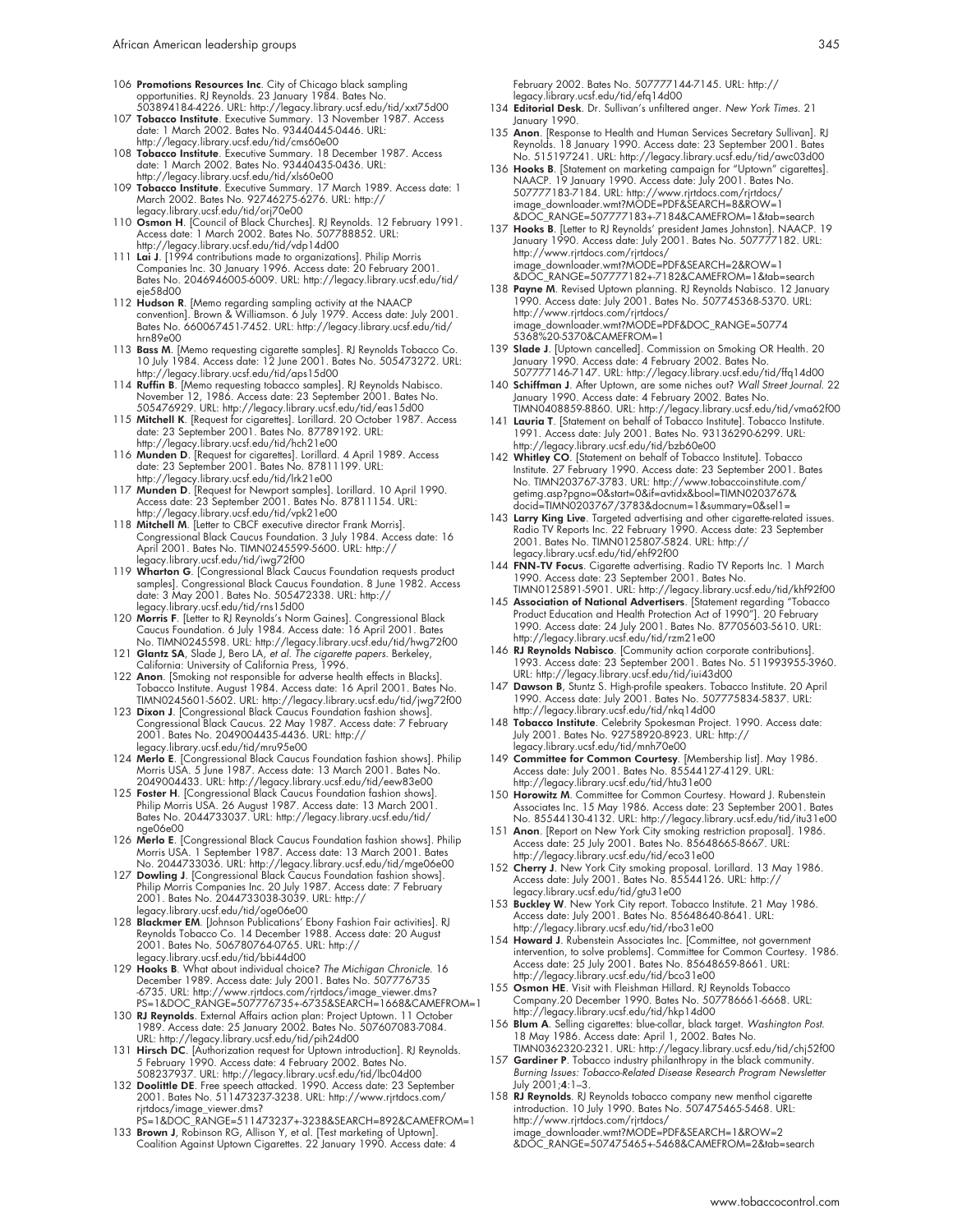106 **Promotions Resources Inc**. City of Chicago black sampling opportunities. RJ Reynolds. 23 January 1984. Bates No. 503894184-4226. URL: http://legacy.library.ucsf.edu/tid/xxt75d00

107 **Tobacco Institute**. Executive Summary. 13 November 1987. Access date: 1 March 2002. Bates No. 93440445-0446. URL: http://legacy.library.ucsf.edu/tid/cms60e00

108 **Tobacco Institute**. Executive Summary. 18 December 1987. Access date: 1 March 2002. Bates No. 93440435-0436. URL: http://legacy.library.ucsf.edu/tid/xls60e00

109 **Tobacco Institute**. Executive Summary. 17 March 1989. Access date: 1 March 2002. Bates No. 92746275-6276. URL: http://legacy.library.ucsf.edu/tid/orj70e00

110 **Osmon H**. [Council of Black Churches]. RJ Reynolds. 12 February 1991. Access date: 1 March 2002. Bates No. 507788852. URL: http://legacy.library.ucsf.edu/tid/vdp14d00

111 **Lai J**. [1994 contributions made to organizations]. Philip Morris Companies Inc. 30 January 1996. Access date: 20 February 2001. Bates No. 2046946005-6009. URL: http://legacy.library.ucsf.edu/tid/eje58d00

112 **Hudson R**. [Memo regarding sampling activity at the NAACP convention]. Brown & Williamson. 6 July 1979. Access date: July 2001. Bates No. 660067451-7452. URL: http://legacy.library.ucsf.edu/tid/hrn89e00

113 **Bass M**. [Memo requesting cigarette samples]. RJ Reynolds Tobacco Co. 10 July 1984. Access date: 12 June 2001. Bates No. 505473272. URL: http://legacy.library.ucsf.edu/tid/aps15d00

114 **Ruffin B**. [Memo requesting tobacco samples]. RJ Reynolds Nabisco. November 12, 1986. Access date: 23 September 2001. Bates No. 505476929. URL: http://legacy.library.ucsf.edu/tid/eas15d00

115 **Mitchell K**. [Request for cigarettes]. Lorillard. 20 October 1987. Access date: 23 September 2001. Bates No. 87789192. URL: http://legacy.library.ucsf.edu/tid/hch21e00

116 **Munden D**. [Request for cigarettes]. Lorillard. 4 April 1989. Access date: 23 September 2001. Bates No. 87811199. URL: http://legacy.library.ucsf.edu/tid/lrk21e00

117 **Munden D**. [Request for Newport samples]. Lorillard. 10 April 1990. Access date: 23 September 2001. Bates No. 87811154. URL: http://legacy.library.ucsf.edu/tid/vpk21e00

118 **Mitchell M**. [Letter to CBCF executive director Frank Morris]. Congressional Black Caucus Foundation. 3 July 1984. Access date: 16 April 2001. Bates No. TIMN0245599-5600. URL: http://legacy.library.ucsf.edu/tid/iwg72f00

119 **Wharton G**. [Congressional Black Caucus Foundation requests product samples]. Congressional Black Caucus Foundation. 8 June 1982. Access date: 3 May 2001. Bates No. 505472338. URL: http://legacy.library.ucsf.edu/tid/rns15d00

120 **Morris F**. [Letter to RJ Reynolds's Norm Gaines]. Congressional Black Caucus Foundation. 6 July 1984. Access date: 16 April 2001. Bates No. TIMN0245598. URL: http://legacy.library.ucsf.edu/tid/hwg72f00

121 **Glantz SA**, Slade J, Bero LA, *et al*. *The cigarette papers*. Berkeley, California: University of California Press, 1996.

122 **Anon**. [Smoking not responsible for adverse health effects in Blacks]. Tobacco Institute. August 1984. Access date: 16 April 2001. Bates No. TIMN0245601-5602. URL: http://legacy.library.ucsf.edu/tid/jwg72f00

123 **Dixon J**. [Congressional Black Caucus Foundation fashion shows]. Congressional Black Caucus. 22 May 1987. Access date: 7 February 2001. Bates No. 2049004435-4436. URL: http://legacy.library.ucsf.edu/tid/mru95e00

124 **Merlo E**. [Congressional Black Caucus Foundation fashion shows]. Philip Morris USA. 5 June 1987. Access date: 13 March 2001. Bates No. 2049004433. URL: http://legacy.library.ucsf.edu/tid/eew83e00

125 **Foster H**. [Congressional Black Caucus Foundation fashion shows]. Philip Morris USA. 26 August 1987. Access date: 13 March 2001. Bates No. 2044733037. URL: http://legacy.library.ucsf.edu/tid/nge06e00

126 **Merlo E**. [Congressional Black Caucus Foundation fashion shows]. Philip Morris USA. 1 September 1987. Access date: 13 March 2001. Bates No. 2044733036. URL: http://legacy.library.ucsf.edu/tid/mge06e00

127 **Dowling J**. [Congressional Black Caucus Foundation fashion shows]. Philip Morris Companies Inc. 20 July 1987. Access date: 7 February 2001. Bates No. 2044733038-3039. URL: http://legacy.library.ucsf.edu/tid/oge06e00

128 **Blackmer EM**. [Johnson Publications' Ebony Fashion Fair activities]. RJ Reynolds Tobacco Co. 14 December 1988. Access date: 20 August 2001. Bates No. 506780764-0765. URL: http://legacy.library.ucsf.edu/tid/bbi44d00

129 **Hooks B**. What about individual choice? *The Michigan Chronicle*. 16 December 1989. Access date: July 2001. Bates No. 507776735-6735. URL: http://www.rjrtdocs.com/rjrtdocs/image_viewer.dms?PS=1&DOC_RANGE=507776735+-6735&SEARCH=1668&CAMEFROM=1

130 **RJ Reynolds**. External Affairs action plan: Project Uptown. 11 October 1989. Access date: 25 January 2002. Bates No. 507607083-7084. URL: http://legacy.library.ucsf.edu/tid/pih24d00

131 **Hirsch DC**. [Authorization request for Uptown introduction]. RJ Reynolds. 5 February 1990. Access date: 4 February 2002. Bates No. 508237937. URL: http://legacy.library.ucsf.edu/tid/lbc04d00

132 **Doolittle DE**. Free speech attacked. 1990. Access date: 23 September 2001. Bates No. 511473237-3238. URL: http://www.rjrtdocs.com/rjrtdocs/image_viewer.dms?PS=1&DOC_RANGE=511473237+-3238&SEARCH=892&CAMEFROM=1

133 **Brown J**, Robinson RG, Allison Y, et al. [Test marketing of Uptown]. Coalition Against Uptown Cigarettes. 22 January 1990. Access date: 4 February 2002. Bates No. 507777144-7145. URL: http://legacy.library.ucsf.edu/tid/efq14d00

134 **Editorial Desk**. Dr. Sullivan's unfiltered anger. *New York Times*. 21 January 1990.

135 **Anon**. [Response to Health and Human Services Secretary Sullivan]. RJ Reynolds. 18 January 1990. Access date: 23 September 2001. Bates No. 515197241. URL: http://legacy.library.ucsf.edu/tid/awc03d00

136 **Hooks B**. [Statement on marketing campaign for "Uptown" cigarettes]. NAACP. 19 January 1990. Access date: July 2001. Bates No. 507777183-7184. URL: http://www.rjrtdocs.com/rjrtdocs/image_downloader.wmt?MODE=PDF&SEARCH=8&ROW=1&DOC_RANGE=507777183+-7184&CAMEFROM=1&tab=search

137 **Hooks B**. [Letter to RJ Reynolds' president James Johnston]. NAACP. 19 January 1990. Access date: July 2001. Bates No. 507777182. URL: http://www.rjrtdocs.com/rjrtdocs/image_downloader.wmt?MODE=PDF&SEARCH=2&ROW=1&DOC_RANGE=507777182+-7182&CAMEFROM=1&tab=search

138 **Payne M**. Revised Uptown planning. RJ Reynolds Nabisco. 12 January 1990. Access date: July 2001. Bates No. 507745368-5370. URL: http://www.rjrtdocs.com/rjrtdocs/image_downloader.wmt?MODE=PDF&DOC_RANGE=507745368%20-5370&CAMEFROM=1

139 **Slade J**. [Uptown cancelled]. Commission on Smoking OR Health. 20 January 1990. Access date: 4 February 2002. Bates No. 507777146-7147. URL: http://legacy.library.ucsf.edu/tid/ffq14d00

140 **Schiffman J**. After Uptown, are some niches out? *Wall Street Journal*. 22 January 1990. Access date: 4 February 2002. Bates No. TIMN0408859-8860. URL: http://legacy.library.ucsf.edu/tid/vma62f00

141 **Lauria T**. [Statement on behalf of Tobacco Institute]. Tobacco Institute. 1991. Access date: July 2001. Bates No. 93136290-6299. URL: http://legacy.library.ucsf.edu/tid/bzb60e00

142 **Whitley CO**. [Statement on behalf of Tobacco Institute]. Tobacco Institute. 27 February 1990. Access date: 23 September 2001. Bates No. TIMN203767-3783. URL: http://www.tobaccoinstitute.com/getimg.asp?pgno=0&start=0&if=avtidx&bool=TIMN0203767&docid=TIMN0203767/3783&docnum=1&summary=0&sel1=

143 **Larry King Live**. Targeted advertising and other cigarette-related issues. Radio TV Reports Inc. 22 February 1990. Access date: 23 September 2001. Bates No. TIMN0125807-5824. URL: http://legacy.library.ucsf.edu/tid/ehf92f00

144 **FNN-TV Focus**. Cigarette advertising. Radio TV Reports Inc. 1 March 1990. Access date: 23 September 2001. Bates No. TIMN0125891-5901. URL: http://legacy.library.ucsf.edu/tid/khf92f00

145 **Association of National Advertisers**. [Statement regarding "Tobacco Product Education and Health Protection Act of 1990"]. 20 February 1990. Access date: 24 July 2001. Bates No. 87705603-5610. URL: http://legacy.library.ucsf.edu/tid/rzm21e00

146 **RJ Reynolds Nabisco**. [Community action corporate contributions]. 1993. Access date: 23 September 2001. Bates No. 511993955-3960. URL: http://legacy.library.ucsf.edu/tid/iui43d00

147 **Dawson B**, Stuntz S. High-profile speakers. Tobacco Institute. 20 April 1990. Access date: July 2001. Bates No. 507775834-5837. URL: http://legacy.library.ucsf.edu/tid/nkq14d00

148 **Tobacco Institute**. Celebrity Spokesman Project. 1990. Access date: July 2001. Bates No. 92758920-8923. URL: http://legacy.library.ucsf.edu/tid/mnh70e00

149 **Committee for Common Courtesy**. [Membership list]. May 1986. Access date: July 2001. Bates No. 85544127-4129. URL: http://legacy.library.ucsf.edu/tid/htu31e00

150 **Horowitz M**. Committee for Common Courtesy. Howard J. Rubenstein Associates Inc. 15 May 1986. Access date: 23 September 2001. Bates No. 85544130-4132. URL: http://legacy.library.ucsf.edu/tid/itu31e00

151 **Anon**. [Report on New York City smoking restriction proposal]. 1986. Access date: 25 July 2001. Bates No. 85648665-8667. URL: http://legacy.library.ucsf.edu/tid/eco31e00

152 **Cherry J**. New York City smoking proposal. Lorillard. 13 May 1986. Access date: July 2001. Bates No. 85544126. URL: http://legacy.library.ucsf.edu/tid/gtu31e00

153 **Buckley W**. New York City report. Tobacco Institute. 21 May 1986. Access date: July 2001. Bates No. 85648640-8641. URL: http://legacy.library.ucsf.edu/tid/rbo31e00

154 **Howard J**. Rubenstein Associates Inc. [Committee, not government intervention, to solve problems]. Committee for Common Courtesy. 1986. Access date: 25 July 2001. Bates No. 85648659-8661. URL: http://legacy.library.ucsf.edu/tid/bco31e00

155 **Osmon HE**. Visit with Fleishman Hillard. RJ Reynolds Tobacco Company.20 December 1990. Bates No. 507786661-6668. URL: http://legacy.library.ucsf.edu/tid/hkp14d00

156 **Blum A**. Selling cigarettes: blue-collar, black target. *Washington Post*. 18 May 1986. Access date: April 1, 2002. Bates No. TIMN0362320-2321. URL: http://legacy.library.ucsf.edu/tid/chj52f00

157 **Gardiner P**. Tobacco industry philanthropy in the black community. *Burning Issues: Tobacco-Related Disease Research Program Newsletter* July 2001;**4**:1–3.

158 **RJ Reynolds**. RJ Reynolds tobacco company new menthol cigarette introduction. 10 July 1990. Bates No. 507475465-5468. URL: http://www.rjrtdocs.com/rjrtdocs/image_downloader.wmt?MODE=PDF&SEARCH=1&ROW=2&DOC_RANGE=507475465+-5468&CAMEFROM=2&tab=search